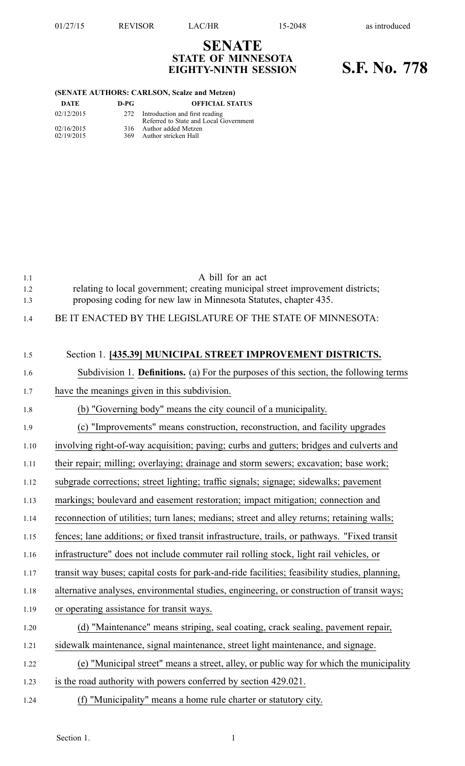# SENATE
## STATE OF MINNESOTA
## EIGHTY-NINTH SESSION

# S.F. No. 778

**(SENATE AUTHORS: CARLSON, Scalze and Metzen)**

| DATE | D-PG | OFFICIAL STATUS |
|---|---|---|
| 02/12/2015 | 272 | Introduction and first reading<br>Referred to State and Local Government |
| 02/16/2015 | 316 | Author added Metzen |
| 02/19/2015 | 369 | Author stricken Hall |

A bill for an act
relating to local government; creating municipal street improvement districts; proposing coding for new law in Minnesota Statutes, chapter 435.

BE IT ENACTED BY THE LEGISLATURE OF THE STATE OF MINNESOTA:

Section 1. **[435.39] MUNICIPAL STREET IMPROVEMENT DISTRICTS.**

Subdivision 1. **Definitions.** (a) For the purposes of this section, the following terms have the meanings given in this subdivision.

(b) "Governing body" means the city council of a municipality.

(c) "Improvements" means construction, reconstruction, and facility upgrades involving right-of-way acquisition; paving; curbs and gutters; bridges and culverts and their repair; milling; overlaying; drainage and storm sewers; excavation; base work; subgrade corrections; street lighting; traffic signals; signage; sidewalks; pavement markings; boulevard and easement restoration; impact mitigation; connection and reconnection of utilities; turn lanes; medians; street and alley returns; retaining walls; fences; lane additions; or fixed transit infrastructure, trails, or pathways. "Fixed transit infrastructure" does not include commuter rail rolling stock, light rail vehicles, or transit way buses; capital costs for park-and-ride facilities; feasibility studies, planning, alternative analyses, environmental studies, engineering, or construction of transit ways; or operating assistance for transit ways.

(d) "Maintenance" means striping, seal coating, crack sealing, pavement repair, sidewalk maintenance, signal maintenance, street light maintenance, and signage.

(e) "Municipal street" means a street, alley, or public way for which the municipality is the road authority with powers conferred by section 429.021.

(f) "Municipality" means a home rule charter or statutory city.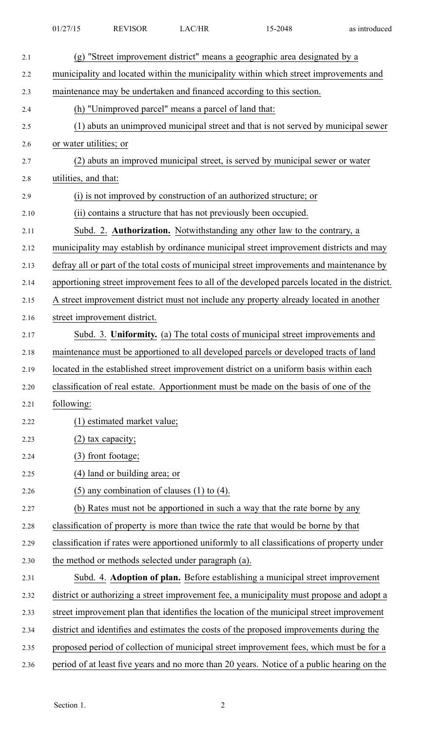(g) "Street improvement district" means a geographic area designated by a municipality and located within the municipality within which street improvements and maintenance may be undertaken and financed according to this section.

(h) "Unimproved parcel" means a parcel of land that:

(1) abuts an unimproved municipal street and that is not served by municipal sewer or water utilities; or

(2) abuts an improved municipal street, is served by municipal sewer or water utilities, and that:

(i) is not improved by construction of an authorized structure; or

(ii) contains a structure that has not previously been occupied.

Subd. 2. **Authorization.** Notwithstanding any other law to the contrary, a municipality may establish by ordinance municipal street improvement districts and may defray all or part of the total costs of municipal street improvements and maintenance by apportioning street improvement fees to all of the developed parcels located in the district. A street improvement district must not include any property already located in another street improvement district.

Subd. 3. **Uniformity.** (a) The total costs of municipal street improvements and maintenance must be apportioned to all developed parcels or developed tracts of land located in the established street improvement district on a uniform basis within each classification of real estate. Apportionment must be made on the basis of one of the following:

(1) estimated market value;

(2) tax capacity;

(3) front footage;

(4) land or building area; or

(5) any combination of clauses (1) to (4).

(b) Rates must not be apportioned in such a way that the rate borne by any classification of property is more than twice the rate that would be borne by that classification if rates were apportioned uniformly to all classifications of property under the method or methods selected under paragraph (a).

Subd. 4. **Adoption of plan.** Before establishing a municipal street improvement district or authorizing a street improvement fee, a municipality must propose and adopt a street improvement plan that identifies the location of the municipal street improvement district and identifies and estimates the costs of the proposed improvements during the proposed period of collection of municipal street improvement fees, which must be for a period of at least five years and no more than 20 years. Notice of a public hearing on the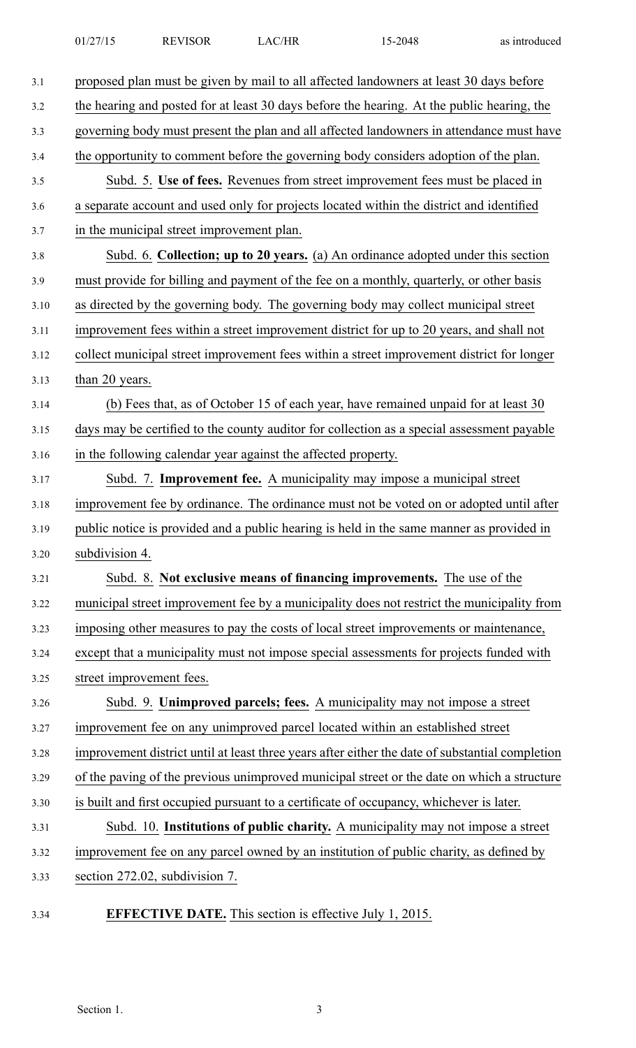proposed plan must be given by mail to all affected landowners at least 30 days before the hearing and posted for at least 30 days before the hearing. At the public hearing, the governing body must present the plan and all affected landowners in attendance must have the opportunity to comment before the governing body considers adoption of the plan.

Subd. 5. **Use of fees.** Revenues from street improvement fees must be placed in a separate account and used only for projects located within the district and identified in the municipal street improvement plan.

Subd. 6. **Collection; up to 20 years.** (a) An ordinance adopted under this section must provide for billing and payment of the fee on a monthly, quarterly, or other basis as directed by the governing body. The governing body may collect municipal street improvement fees within a street improvement district for up to 20 years, and shall not collect municipal street improvement fees within a street improvement district for longer than 20 years.

(b) Fees that, as of October 15 of each year, have remained unpaid for at least 30 days may be certified to the county auditor for collection as a special assessment payable in the following calendar year against the affected property.

Subd. 7. **Improvement fee.** A municipality may impose a municipal street improvement fee by ordinance. The ordinance must not be voted on or adopted until after public notice is provided and a public hearing is held in the same manner as provided in subdivision 4.

Subd. 8. **Not exclusive means of financing improvements.** The use of the municipal street improvement fee by a municipality does not restrict the municipality from imposing other measures to pay the costs of local street improvements or maintenance, except that a municipality must not impose special assessments for projects funded with street improvement fees.

Subd. 9. **Unimproved parcels; fees.** A municipality may not impose a street improvement fee on any unimproved parcel located within an established street improvement district until at least three years after either the date of substantial completion of the paving of the previous unimproved municipal street or the date on which a structure is built and first occupied pursuant to a certificate of occupancy, whichever is later.

Subd. 10. **Institutions of public charity.** A municipality may not impose a street improvement fee on any parcel owned by an institution of public charity, as defined by section 272.02, subdivision 7.

**EFFECTIVE DATE.** This section is effective July 1, 2015.